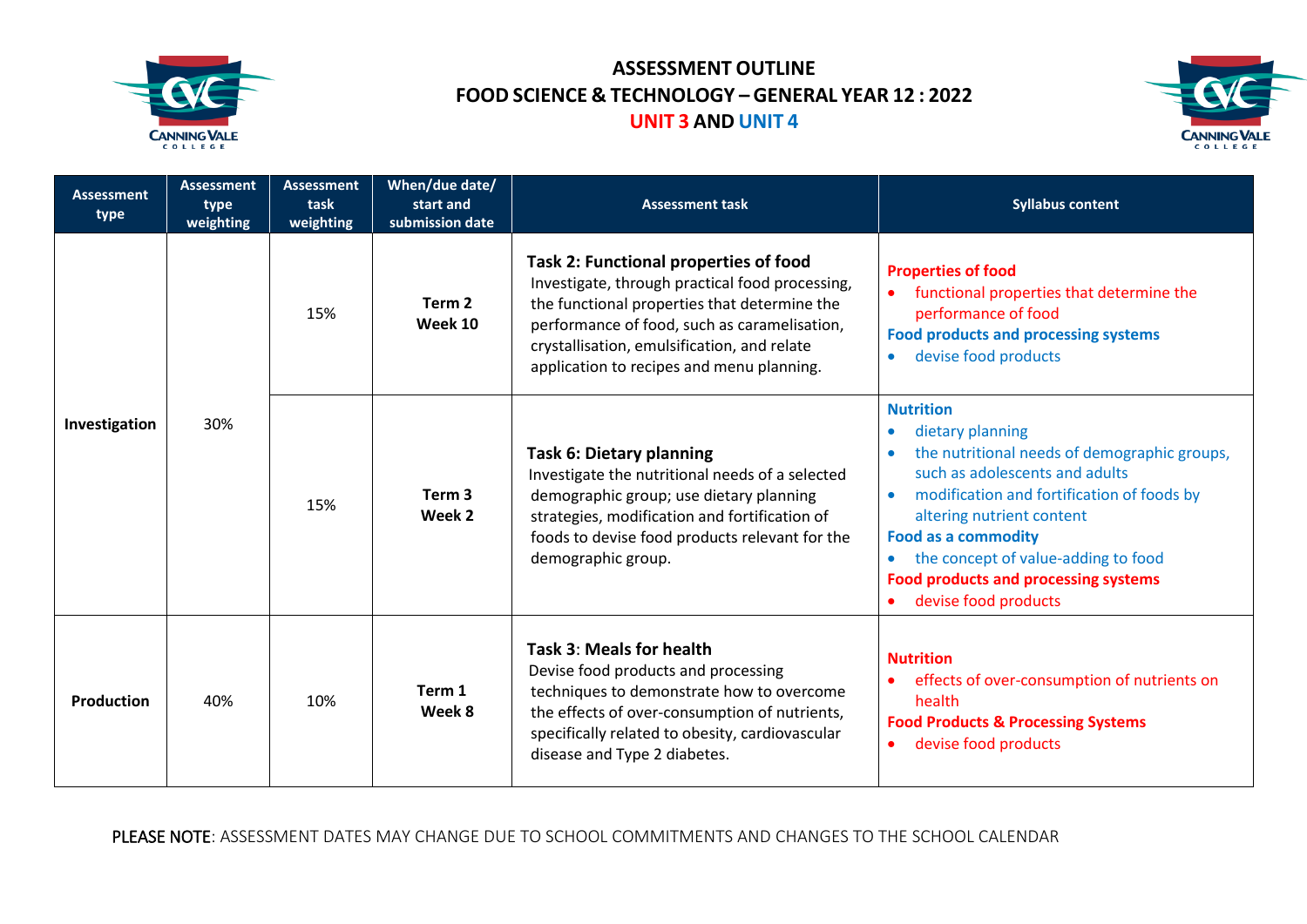# ASSESSMENT OUTLINE

## FOOD SCIENCE & TECHNOLOGY – GENERAL YEAR 12 : 2022

## UNIT 3 AND UNIT 4

| Assessment type | Assessment type weighting | Assessment task weighting | When/due date/ start and submission date | Assessment task | Syllabus content |
|---|---|---|---|---|---|
| **Investigation** | 30% | 15% | **Term 2 Week 10** | **Task 2: Functional properties of food** Investigate, through practical food processing, the functional properties that determine the performance of food, such as caramelisation, crystallisation, emulsification, and relate application to recipes and menu planning. | **Properties of food** • functional properties that determine the performance of food **Food products and processing systems** • devise food products |
| | | 15% | **Term 3 Week 2** | **Task 6: Dietary planning** Investigate the nutritional needs of a selected demographic group; use dietary planning strategies, modification and fortification of foods to devise food products relevant for the demographic group. | **Nutrition** • dietary planning • the nutritional needs of demographic groups, such as adolescents and adults • modification and fortification of foods by altering nutrient content **Food as a commodity** • the concept of value-adding to food **Food products and processing systems** • devise food products |
| **Production** | 40% | 10% | **Term 1 Week 8** | **Task 3: Meals for health** Devise food products and processing techniques to demonstrate how to overcome the effects of over-consumption of nutrients, specifically related to obesity, cardiovascular disease and Type 2 diabetes. | **Nutrition** • effects of over-consumption of nutrients on health **Food Products & Processing Systems** • devise food products |

PLEASE NOTE: ASSESSMENT DATES MAY CHANGE DUE TO SCHOOL COMMITMENTS AND CHANGES TO THE SCHOOL CALENDAR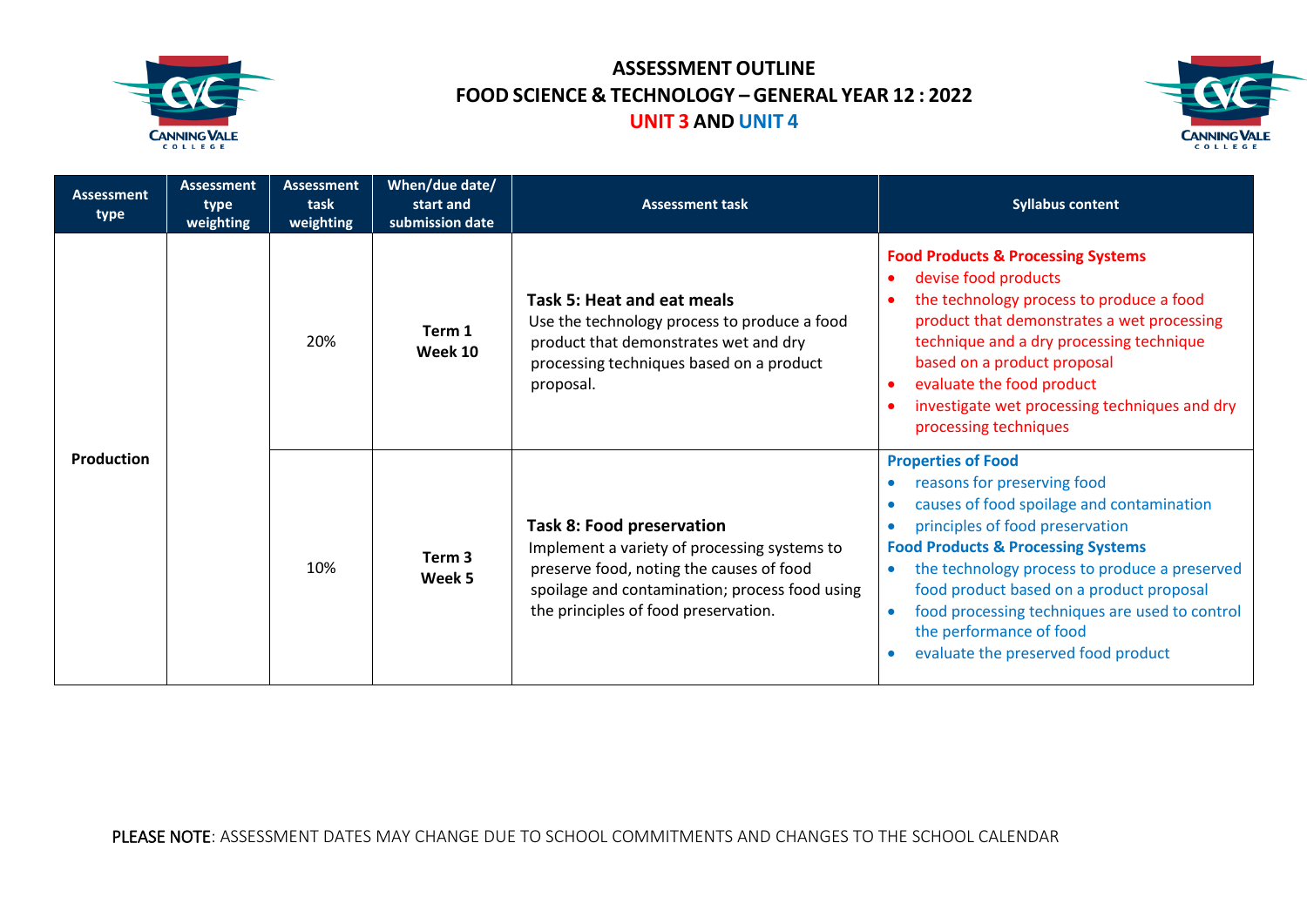# ASSESSMENT OUTLINE

## FOOD SCIENCE & TECHNOLOGY – GENERAL YEAR 12 : 2022

## UNIT 3 AND UNIT 4

| Assessment type | Assessment type weighting | Assessment task weighting | When/due date/ start and submission date | Assessment task | Syllabus content |
|---|---|---|---|---|---|
| Production | | 20% | **Term 1 Week 10** | **Task 5: Heat and eat meals**<br>Use the technology process to produce a food product that demonstrates wet and dry processing techniques based on a product proposal. | **Food Products & Processing Systems**<br>• devise food products<br>• the technology process to produce a food product that demonstrates a wet processing technique and a dry processing technique based on a product proposal<br>• evaluate the food product<br>• investigate wet processing techniques and dry processing techniques |
| | | 10% | **Term 3 Week 5** | **Task 8: Food preservation**<br>Implement a variety of processing systems to preserve food, noting the causes of food spoilage and contamination; process food using the principles of food preservation. | **Properties of Food**<br>• reasons for preserving food<br>• causes of food spoilage and contamination<br>• principles of food preservation<br>**Food Products & Processing Systems**<br>• the technology process to produce a preserved food product based on a product proposal<br>• food processing techniques are used to control the performance of food<br>• evaluate the preserved food product |

PLEASE NOTE: ASSESSMENT DATES MAY CHANGE DUE TO SCHOOL COMMITMENTS AND CHANGES TO THE SCHOOL CALENDAR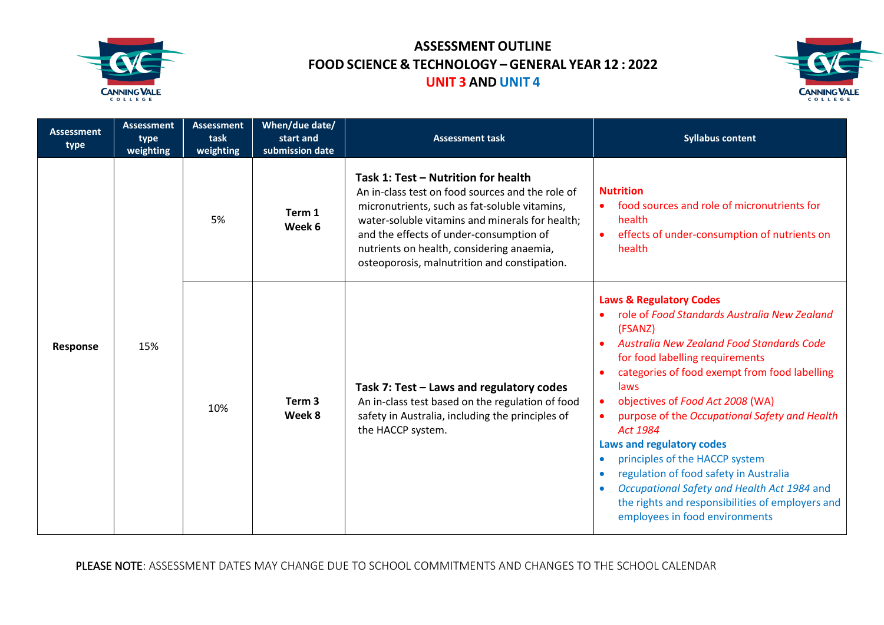# ASSESSMENT OUTLINE

# FOOD SCIENCE & TECHNOLOGY – GENERAL YEAR 12 : 2022

## UNIT 3 AND UNIT 4

| Assessment type | Assessment type weighting | Assessment task weighting | When/due date/ start and submission date | Assessment task | Syllabus content |
|---|---|---|---|---|---|
| Response | 15% | 5% | Term 1 Week 6 | **Task 1: Test – Nutrition for health**<br>An in-class test on food sources and the role of micronutrients, such as fat-soluble vitamins, water-soluble vitamins and minerals for health; and the effects of under-consumption of nutrients on health, considering anaemia, osteoporosis, malnutrition and constipation. | **Nutrition**<br>• food sources and role of micronutrients for health<br>• effects of under-consumption of nutrients on health |
| | | 10% | Term 3 Week 8 | **Task 7: Test – Laws and regulatory codes**<br>An in-class test based on the regulation of food safety in Australia, including the principles of the HACCP system. | **Laws & Regulatory Codes**<br>• role of *Food Standards Australia New Zealand* (FSANZ)<br>• *Australia New Zealand Food Standards Code* for food labelling requirements<br>• categories of food exempt from food labelling laws<br>• objectives of *Food Act 2008* (WA)<br>• purpose of the *Occupational Safety and Health Act 1984*<br>**Laws and regulatory codes**<br>• principles of the HACCP system<br>• regulation of food safety in Australia<br>• *Occupational Safety and Health Act 1984* and the rights and responsibilities of employers and employees in food environments |

PLEASE NOTE: ASSESSMENT DATES MAY CHANGE DUE TO SCHOOL COMMITMENTS AND CHANGES TO THE SCHOOL CALENDAR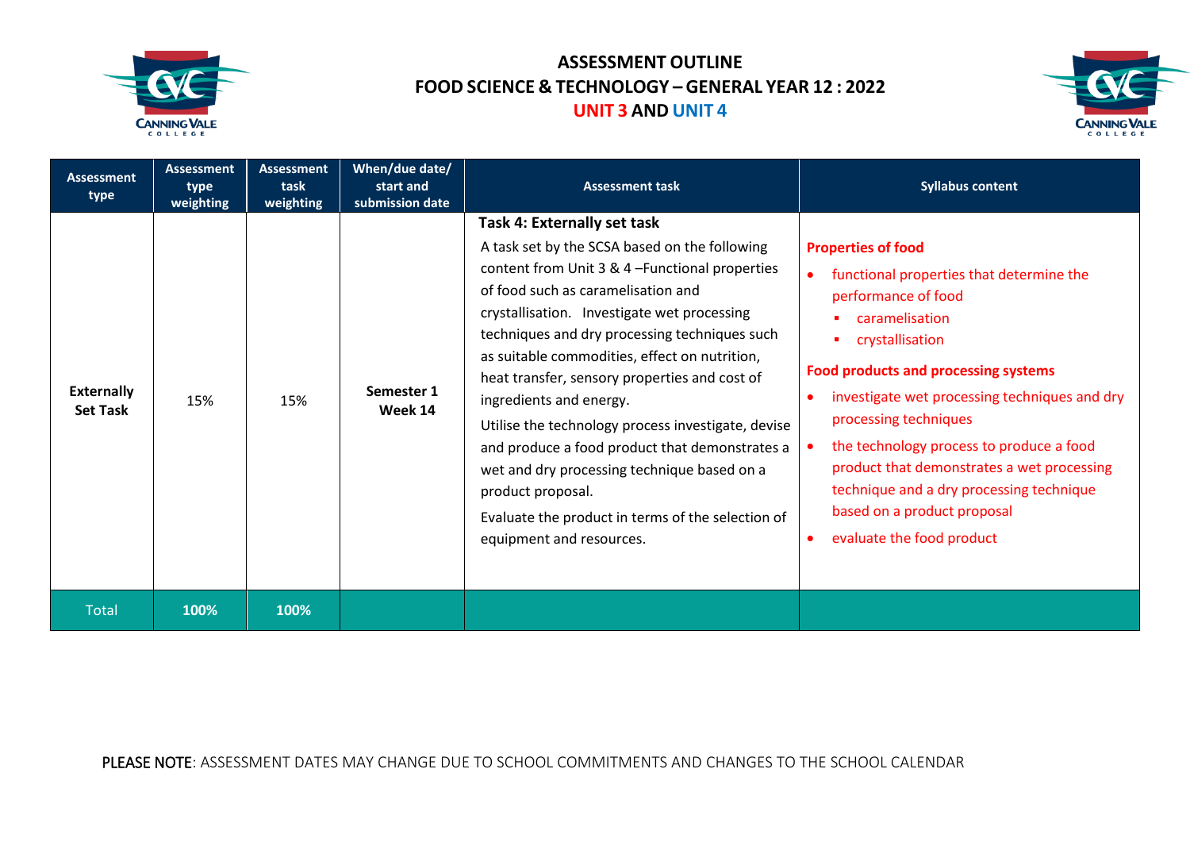# ASSESSMENT OUTLINE

## FOOD SCIENCE & TECHNOLOGY – GENERAL YEAR 12 : 2022

## UNIT 3 AND UNIT 4

| Assessment type | Assessment type weighting | Assessment task weighting | When/due date/ start and submission date | Assessment task | Syllabus content |
|---|---|---|---|---|---|
| **Externally Set Task** | 15% | 15% | **Semester 1 Week 14** | **Task 4: Externally set task**<br>A task set by the SCSA based on the following content from Unit 3 & 4 –Functional properties of food such as caramelisation and crystallisation. Investigate wet processing techniques and dry processing techniques such as suitable commodities, effect on nutrition, heat transfer, sensory properties and cost of ingredients and energy.<br>Utilise the technology process investigate, devise and produce a food product that demonstrates a wet and dry processing technique based on a product proposal.<br>Evaluate the product in terms of the selection of equipment and resources. | **Properties of food**<br>• functional properties that determine the performance of food<br>&nbsp;&nbsp;▪ caramelisation<br>&nbsp;&nbsp;▪ crystallisation<br>**Food products and processing systems**<br>• investigate wet processing techniques and dry processing techniques<br>• the technology process to produce a food product that demonstrates a wet processing technique and a dry processing technique based on a product proposal<br>• evaluate the food product |
| Total | **100%** | **100%** | | | |

PLEASE NOTE: ASSESSMENT DATES MAY CHANGE DUE TO SCHOOL COMMITMENTS AND CHANGES TO THE SCHOOL CALENDAR